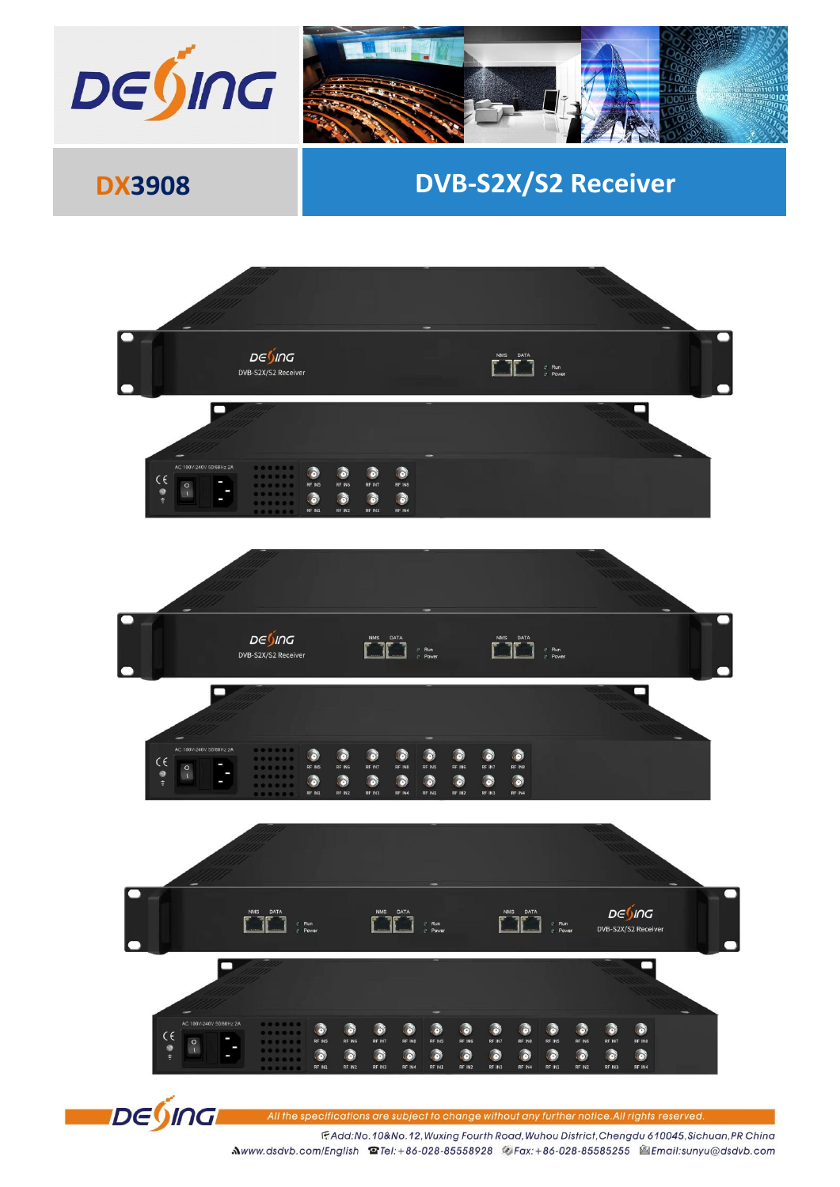# DX3908

## DVB-S2X/S2 Receiver

All the specifications are subject to change without any further notice.All rights reserved.

Add:No.10&No.12,Wuxing Fourth Road,Wuhou District,Chengdu 610045,Sichuan,PR China

www.dsdvb.com/English Tel:+86-028-85558928 Fax:+86-028-85585255 Email:sunyu@dsdvb.com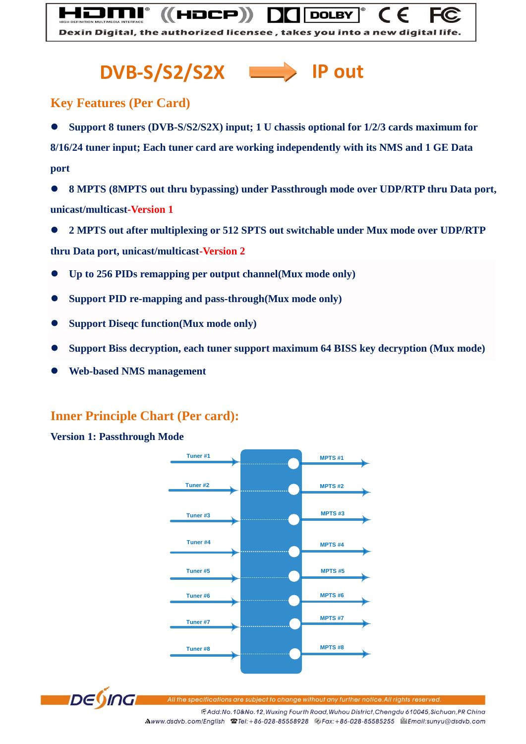# DVB-S/S2/S2X → IP out

## Key Features (Per Card)

- Support 8 tuners (DVB-S/S2/S2X) input; 1 U chassis optional for 1/2/3 cards maximum for 8/16/24 tuner input; Each tuner card are working independently with its NMS and 1 GE Data port
- 8 MPTS (8MPTS out thru bypassing) under Passthrough mode over UDP/RTP thru Data port, unicast/multicast-Version 1
- 2 MPTS out after multiplexing or 512 SPTS out switchable under Mux mode over UDP/RTP thru Data port, unicast/multicast-Version 2
- Up to 256 PIDs remapping per output channel(Mux mode only)
- Support PID re-mapping and pass-through(Mux mode only)
- Support Diseqc function(Mux mode only)
- Support Biss decryption, each tuner support maximum 64 BISS key decryption (Mux mode)
- Web-based NMS management

## Inner Principle Chart (Per card):

**Version 1: Passthrough Mode**

Tuner #1 → MPTS #1
Tuner #2 → MPTS #2
Tuner #3 → MPTS #3
Tuner #4 → MPTS #4
Tuner #5 → MPTS #5
Tuner #6 → MPTS #6
Tuner #7 → MPTS #7
Tuner #8 → MPTS #8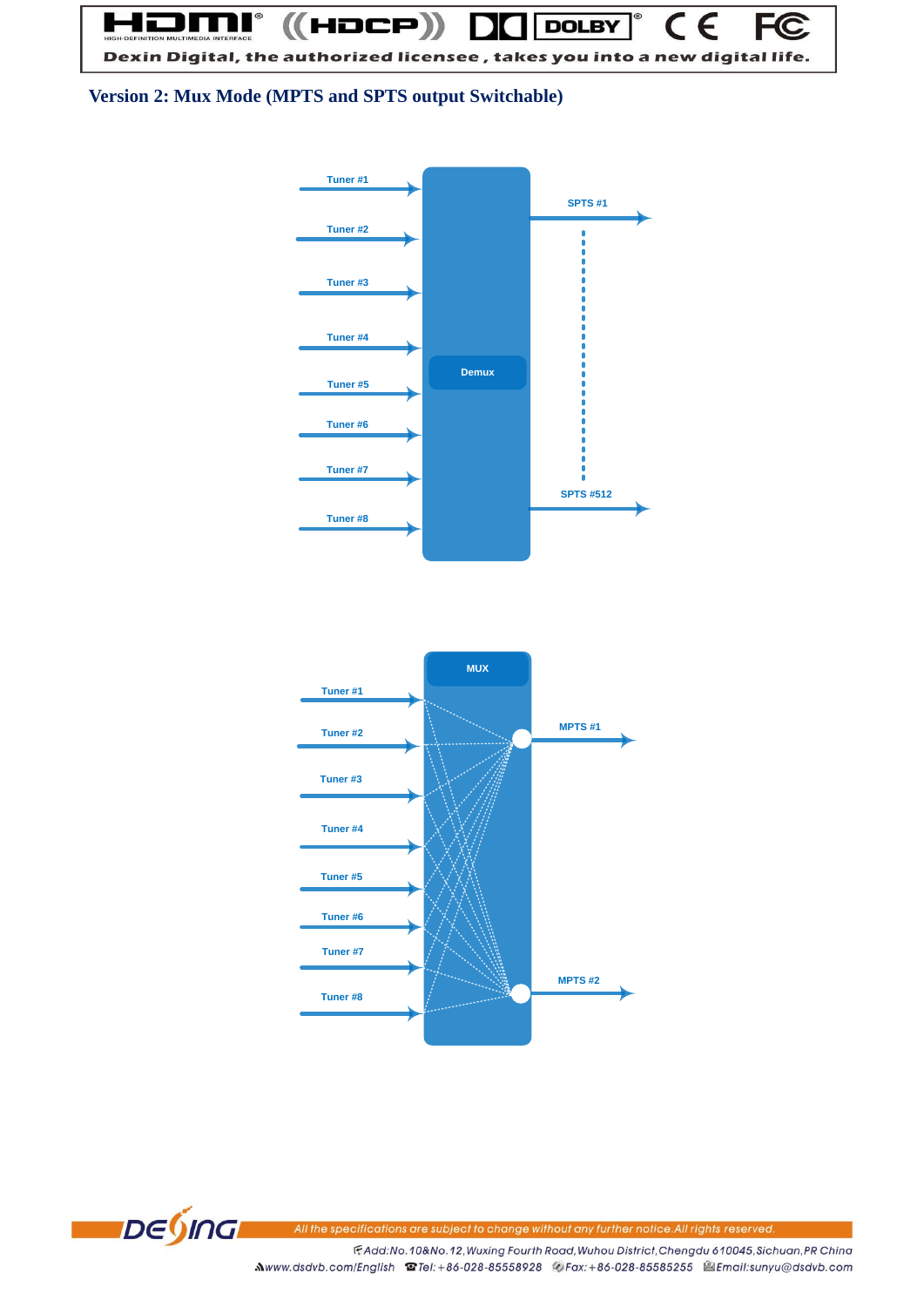## Version 2: Mux Mode (MPTS and SPTS output Switchable)

Tuner #1
Tuner #2
Tuner #3
Tuner #4
Tuner #5
Tuner #6
Tuner #7
Tuner #8

Demux

SPTS #1

SPTS #512

MUX

Tuner #1
Tuner #2
Tuner #3
Tuner #4
Tuner #5
Tuner #6
Tuner #7
Tuner #8

MPTS #1

MPTS #2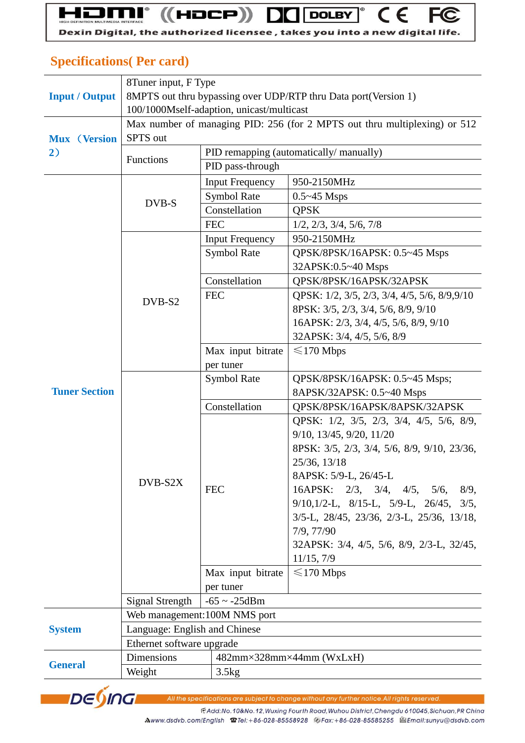## Specifications( Per card)

| | | | |
|---|---|---|---|
| **Input / Output** | 8Tuner input, F Type<br>8MPTS out thru bypassing over UDP/RTP thru Data port(Version 1)<br>100/1000Mself-adaption, unicast/multicast | | |
| **Mux （Version 2）** | Max number of managing PID: 256 (for 2 MPTS out thru multiplexing) or 512 SPTS out | | |
| | Functions | PID remapping (automatically/ manually) | |
| | | PID pass-through | |
| **Tuner Section** | DVB-S | Input Frequency | 950-2150MHz |
| | | Symbol Rate | 0.5~45 Msps |
| | | Constellation | QPSK |
| | | FEC | 1/2, 2/3, 3/4, 5/6, 7/8 |
| | DVB-S2 | Input Frequency | 950-2150MHz |
| | | Symbol Rate | QPSK/8PSK/16APSK: 0.5~45 Msps<br>32APSK:0.5~40 Msps |
| | | Constellation | QPSK/8PSK/16APSK/32APSK |
| | | FEC | QPSK: 1/2, 3/5, 2/3, 3/4, 4/5, 5/6, 8/9,9/10<br>8PSK: 3/5, 2/3, 3/4, 5/6, 8/9, 9/10<br>16APSK: 2/3, 3/4, 4/5, 5/6, 8/9, 9/10<br>32APSK: 3/4, 4/5, 5/6, 8/9 |
| | | Max input bitrate per tuner | ≤170 Mbps |
| | DVB-S2X | Symbol Rate | QPSK/8PSK/16APSK: 0.5~45 Msps;<br>8APSK/32APSK: 0.5~40 Msps |
| | | Constellation | QPSK/8PSK/16APSK/8APSK/32APSK |
| | | FEC | QPSK: 1/2, 3/5, 2/3, 3/4, 4/5, 5/6, 8/9, 9/10, 13/45, 9/20, 11/20<br>8PSK: 3/5, 2/3, 3/4, 5/6, 8/9, 9/10, 23/36, 25/36, 13/18<br>8APSK: 5/9-L, 26/45-L<br>16APSK: 2/3, 3/4, 4/5, 5/6, 8/9, 9/10,1/2-L, 8/15-L, 5/9-L, 26/45, 3/5, 3/5-L, 28/45, 23/36, 2/3-L, 25/36, 13/18, 7/9, 77/90<br>32APSK: 3/4, 4/5, 5/6, 8/9, 2/3-L, 32/45, 11/15, 7/9 |
| | | Max input bitrate per tuner | ≤170 Mbps |
| | Signal Strength | -65 ~ -25dBm | |
| **System** | Web management:100M NMS port | | |
| | Language: English and Chinese | | |
| | Ethernet software upgrade | | |
| **General** | Dimensions | 482mm×328mm×44mm (WxLxH) | |
| | Weight | 3.5kg | |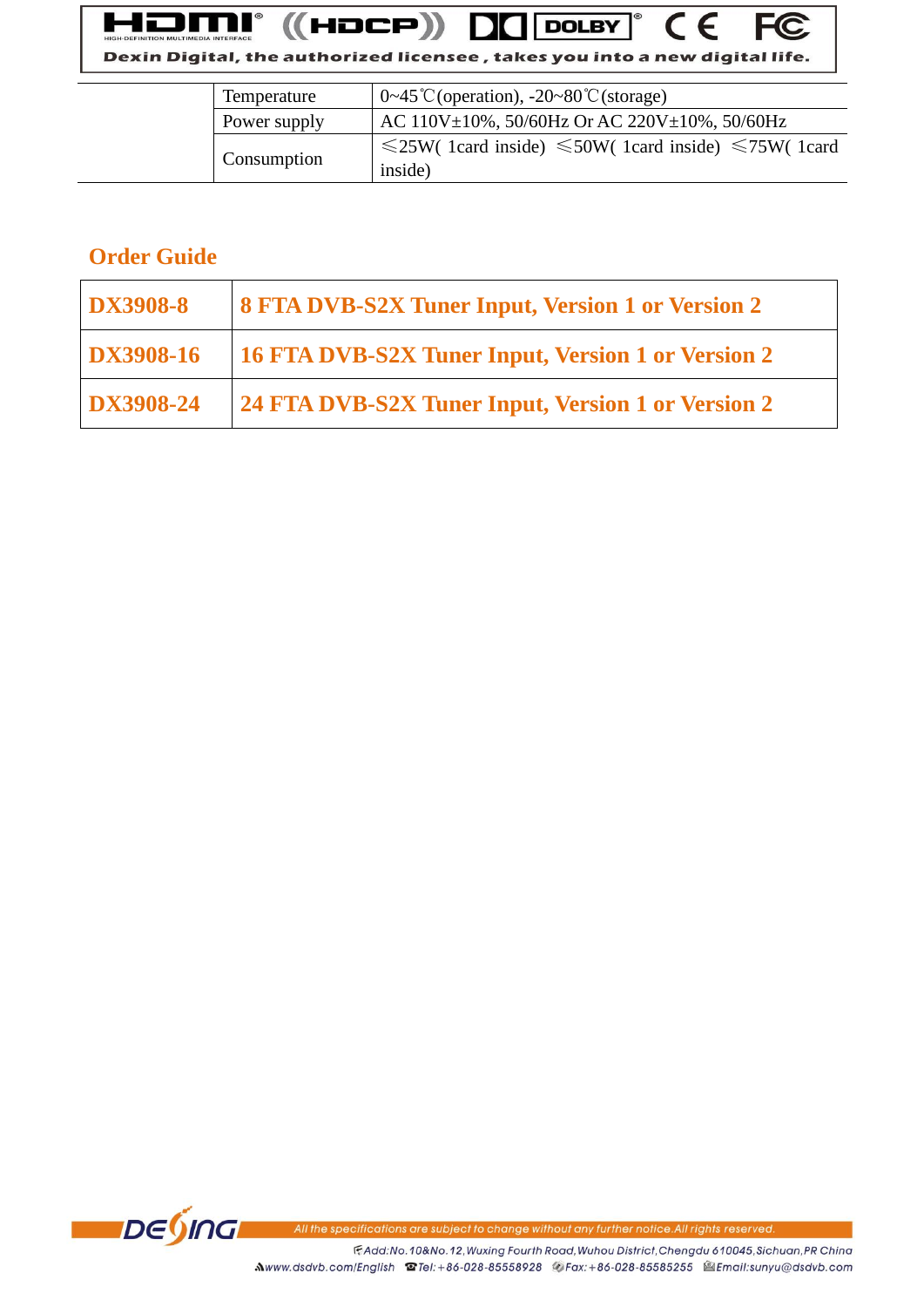| | | |
|---|---|---|
| | Temperature | 0~45℃(operation), -20~80℃(storage) |
| | Power supply | AC 110V±10%, 50/60Hz Or AC 220V±10%, 50/60Hz |
| | Consumption | ≤25W( 1card inside) ≤50W( 1card inside) ≤75W( 1card inside) |

## Order Guide

| | |
|---|---|
| **DX3908-8** | **8 FTA DVB-S2X Tuner Input, Version 1 or Version 2** |
| **DX3908-16** | **16 FTA DVB-S2X Tuner Input, Version 1 or Version 2** |
| **DX3908-24** | **24 FTA DVB-S2X Tuner Input, Version 1 or Version 2** |